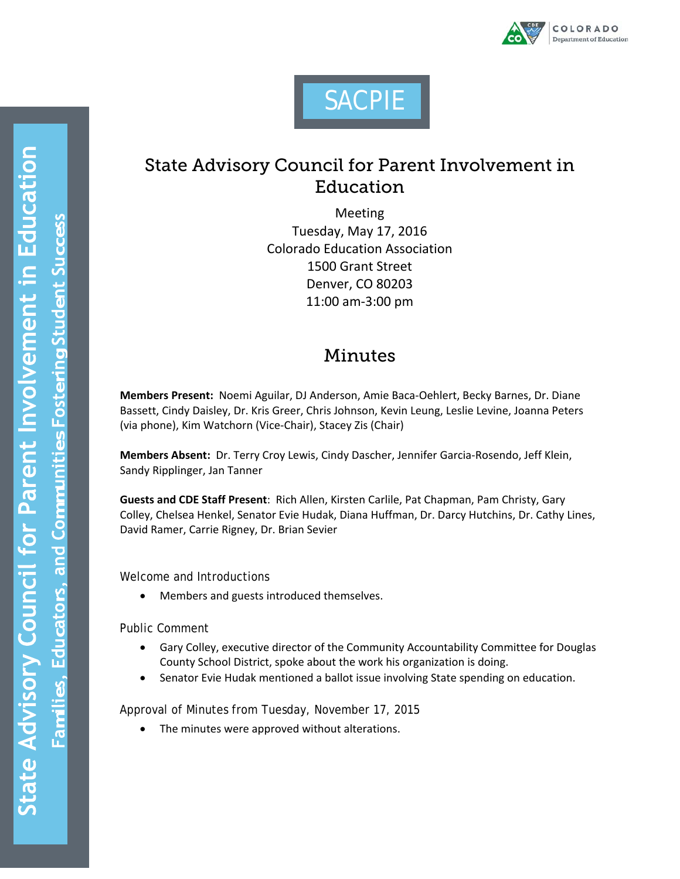SACPIE

# State Advisory Council for Parent Involvement in Education

Meeting
Tuesday, May 17, 2016
Colorado Education Association
1500 Grant Street
Denver, CO 80203
11:00 am-3:00 pm

## Minutes

**Members Present:** Noemi Aguilar, DJ Anderson, Amie Baca-Oehlert, Becky Barnes, Dr. Diane Bassett, Cindy Daisley, Dr. Kris Greer, Chris Johnson, Kevin Leung, Leslie Levine, Joanna Peters (via phone), Kim Watchorn (Vice-Chair), Stacey Zis (Chair)

**Members Absent:** Dr. Terry Croy Lewis, Cindy Dascher, Jennifer Garcia-Rosendo, Jeff Klein, Sandy Ripplinger, Jan Tanner

**Guests and CDE Staff Present**: Rich Allen, Kirsten Carlile, Pat Chapman, Pam Christy, Gary Colley, Chelsea Henkel, Senator Evie Hudak, Diana Huffman, Dr. Darcy Hutchins, Dr. Cathy Lines, David Ramer, Carrie Rigney, Dr. Brian Sevier

### Welcome and Introductions

- Members and guests introduced themselves.

### Public Comment

- Gary Colley, executive director of the Community Accountability Committee for Douglas County School District, spoke about the work his organization is doing.
- Senator Evie Hudak mentioned a ballot issue involving State spending on education.

### Approval of Minutes from Tuesday, November 17, 2015

- The minutes were approved without alterations.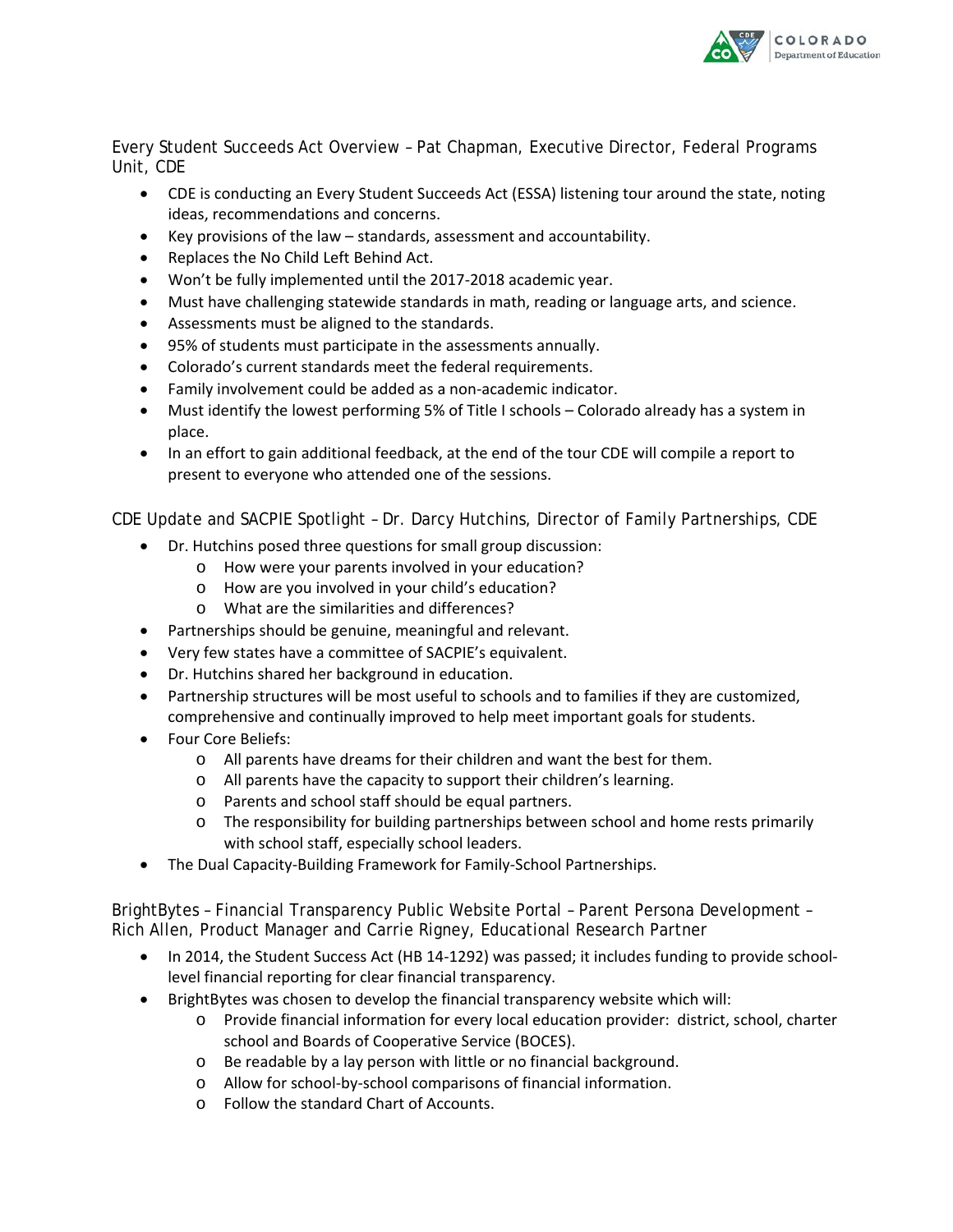## Every Student Succeeds Act Overview – Pat Chapman, Executive Director, Federal Programs Unit, CDE

- CDE is conducting an Every Student Succeeds Act (ESSA) listening tour around the state, noting ideas, recommendations and concerns.
- Key provisions of the law – standards, assessment and accountability.
- Replaces the No Child Left Behind Act.
- Won't be fully implemented until the 2017-2018 academic year.
- Must have challenging statewide standards in math, reading or language arts, and science.
- Assessments must be aligned to the standards.
- 95% of students must participate in the assessments annually.
- Colorado's current standards meet the federal requirements.
- Family involvement could be added as a non-academic indicator.
- Must identify the lowest performing 5% of Title I schools – Colorado already has a system in place.
- In an effort to gain additional feedback, at the end of the tour CDE will compile a report to present to everyone who attended one of the sessions.

## CDE Update and SACPIE Spotlight – Dr. Darcy Hutchins, Director of Family Partnerships, CDE

- Dr. Hutchins posed three questions for small group discussion:
  - How were your parents involved in your education?
  - How are you involved in your child's education?
  - What are the similarities and differences?
- Partnerships should be genuine, meaningful and relevant.
- Very few states have a committee of SACPIE's equivalent.
- Dr. Hutchins shared her background in education.
- Partnership structures will be most useful to schools and to families if they are customized, comprehensive and continually improved to help meet important goals for students.
- Four Core Beliefs:
  - All parents have dreams for their children and want the best for them.
  - All parents have the capacity to support their children's learning.
  - Parents and school staff should be equal partners.
  - The responsibility for building partnerships between school and home rests primarily with school staff, especially school leaders.
- The Dual Capacity-Building Framework for Family-School Partnerships.

## BrightBytes – Financial Transparency Public Website Portal – Parent Persona Development – Rich Allen, Product Manager and Carrie Rigney, Educational Research Partner

- In 2014, the Student Success Act (HB 14-1292) was passed; it includes funding to provide school-level financial reporting for clear financial transparency.
- BrightBytes was chosen to develop the financial transparency website which will:
  - Provide financial information for every local education provider: district, school, charter school and Boards of Cooperative Service (BOCES).
  - Be readable by a lay person with little or no financial background.
  - Allow for school-by-school comparisons of financial information.
  - Follow the standard Chart of Accounts.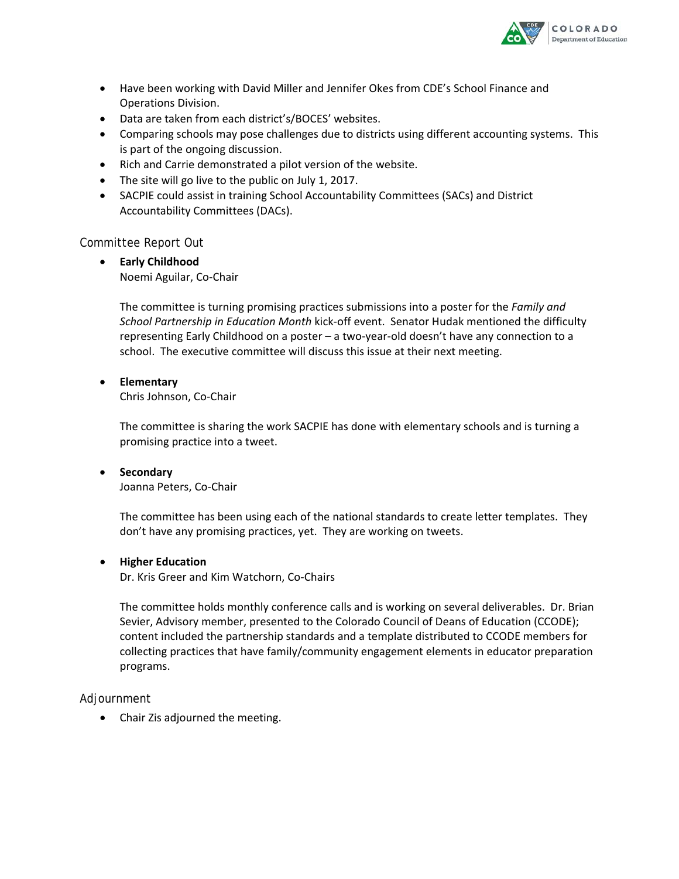- Have been working with David Miller and Jennifer Okes from CDE's School Finance and Operations Division.
- Data are taken from each district's/BOCES' websites.
- Comparing schools may pose challenges due to districts using different accounting systems. This is part of the ongoing discussion.
- Rich and Carrie demonstrated a pilot version of the website.
- The site will go live to the public on July 1, 2017.
- SACPIE could assist in training School Accountability Committees (SACs) and District Accountability Committees (DACs).

## Committee Report Out

- **Early Childhood**
  Noemi Aguilar, Co-Chair

  The committee is turning promising practices submissions into a poster for the *Family and School Partnership in Education Month* kick-off event. Senator Hudak mentioned the difficulty representing Early Childhood on a poster – a two-year-old doesn't have any connection to a school. The executive committee will discuss this issue at their next meeting.

- **Elementary**
  Chris Johnson, Co-Chair

  The committee is sharing the work SACPIE has done with elementary schools and is turning a promising practice into a tweet.

- **Secondary**
  Joanna Peters, Co-Chair

  The committee has been using each of the national standards to create letter templates. They don't have any promising practices, yet. They are working on tweets.

- **Higher Education**
  Dr. Kris Greer and Kim Watchorn, Co-Chairs

  The committee holds monthly conference calls and is working on several deliverables. Dr. Brian Sevier, Advisory member, presented to the Colorado Council of Deans of Education (CCODE); content included the partnership standards and a template distributed to CCODE members for collecting practices that have family/community engagement elements in educator preparation programs.

## Adjournment

- Chair Zis adjourned the meeting.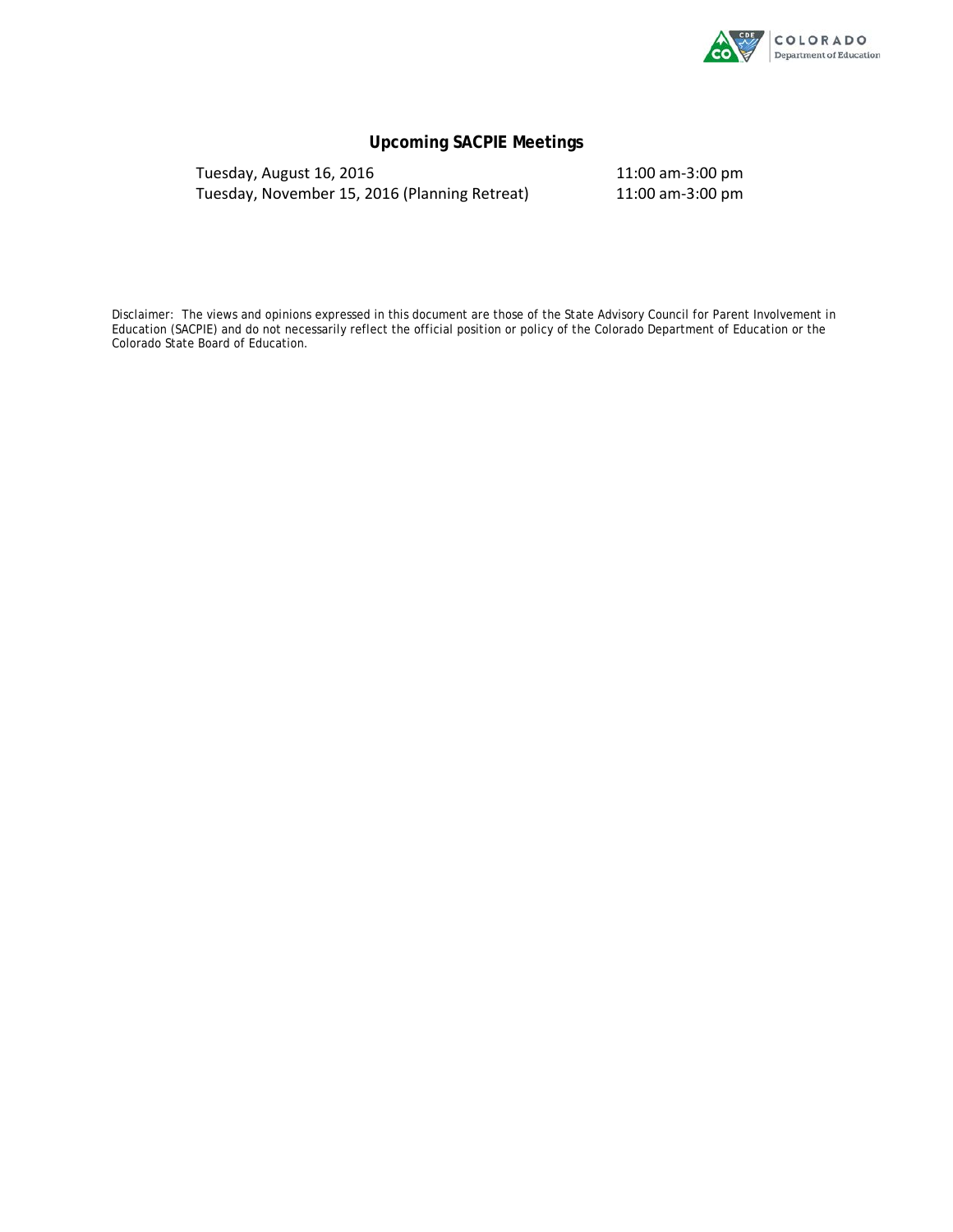## Upcoming SACPIE Meetings

| | |
|---|---|
| Tuesday, August 16, 2016 | 11:00 am-3:00 pm |
| Tuesday, November 15, 2016 (Planning Retreat) | 11:00 am-3:00 pm |

Disclaimer: The views and opinions expressed in this document are those of the State Advisory Council for Parent Involvement in Education (SACPIE) and do not necessarily reflect the official position or policy of the Colorado Department of Education or the Colorado State Board of Education.